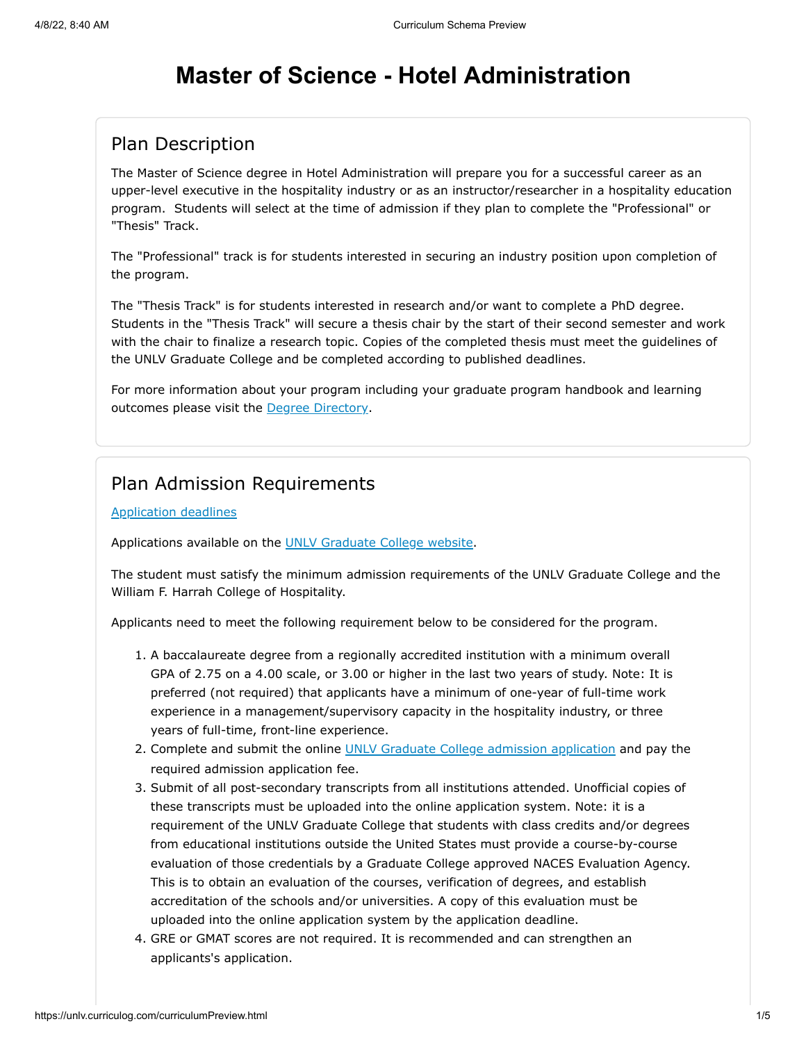# Master of Science - Hotel Administration

## Plan Description

The Master of Science degree in Hotel Administration will prepare you for a successful career as an upper-level executive in the hospitality industry or as an instructor/researcher in a hospitality education program. Students will select at the time of admission if they plan to complete the "Professional" or "Thesis" Track.

The "Professional" track is for students interested in securing an industry position upon completion of the program.

The "Thesis Track" is for students interested in research and/or want to complete a PhD degree. Students in the "Thesis Track" will secure a thesis chair by the start of their second semester and work with the chair to finalize a research topic. Copies of the completed thesis must meet the guidelines of the UNLV Graduate College and be completed according to published deadlines.

For more information about your program including your graduate program handbook and learning outcomes please visit the Degree Directory.

## Plan Admission Requirements

Application deadlines

Applications available on the UNLV Graduate College website.

The student must satisfy the minimum admission requirements of the UNLV Graduate College and the William F. Harrah College of Hospitality.

Applicants need to meet the following requirement below to be considered for the program.

1. A baccalaureate degree from a regionally accredited institution with a minimum overall GPA of 2.75 on a 4.00 scale, or 3.00 or higher in the last two years of study. Note: It is preferred (not required) that applicants have a minimum of one-year of full-time work experience in a management/supervisory capacity in the hospitality industry, or three years of full-time, front-line experience.
2. Complete and submit the online UNLV Graduate College admission application and pay the required admission application fee.
3. Submit of all post-secondary transcripts from all institutions attended. Unofficial copies of these transcripts must be uploaded into the online application system. Note: it is a requirement of the UNLV Graduate College that students with class credits and/or degrees from educational institutions outside the United States must provide a course-by-course evaluation of those credentials by a Graduate College approved NACES Evaluation Agency. This is to obtain an evaluation of the courses, verification of degrees, and establish accreditation of the schools and/or universities. A copy of this evaluation must be uploaded into the online application system by the application deadline.
4. GRE or GMAT scores are not required. It is recommended and can strengthen an applicants's application.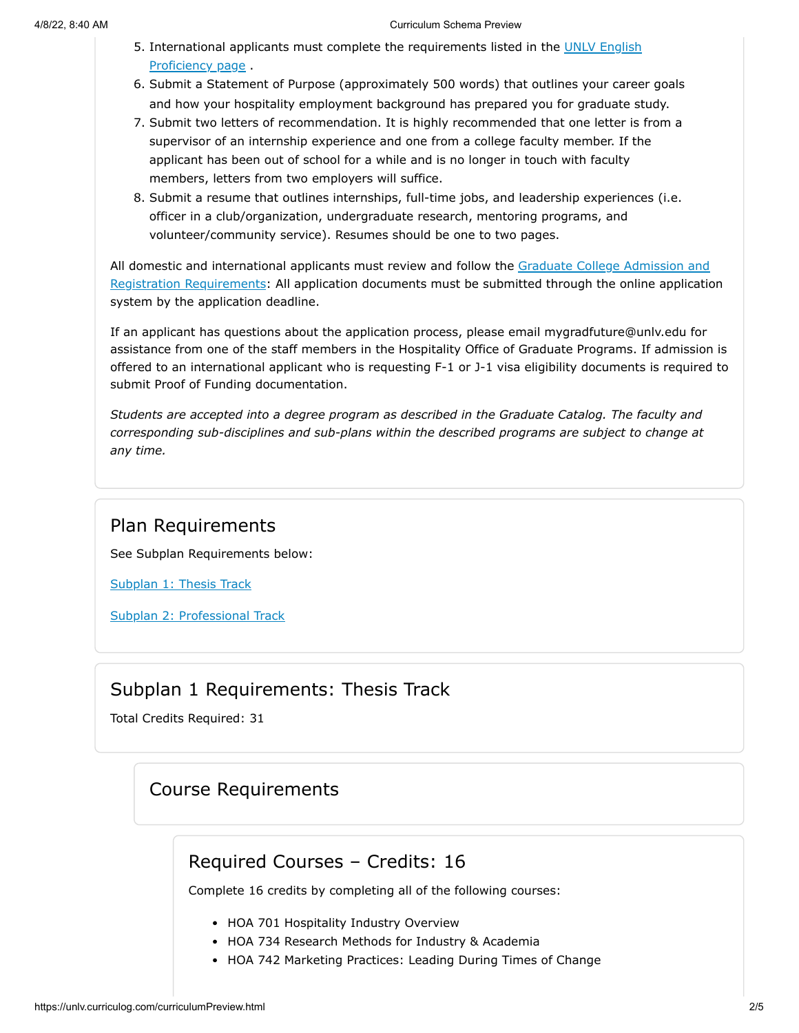5. International applicants must complete the requirements listed in the [UNLV English Proficiency page](#) .
6. Submit a Statement of Purpose (approximately 500 words) that outlines your career goals and how your hospitality employment background has prepared you for graduate study.
7. Submit two letters of recommendation. It is highly recommended that one letter is from a supervisor of an internship experience and one from a college faculty member. If the applicant has been out of school for a while and is no longer in touch with faculty members, letters from two employers will suffice.
8. Submit a resume that outlines internships, full-time jobs, and leadership experiences (i.e. officer in a club/organization, undergraduate research, mentoring programs, and volunteer/community service). Resumes should be one to two pages.

All domestic and international applicants must review and follow the [Graduate College Admission and Registration Requirements](#): All application documents must be submitted through the online application system by the application deadline.

If an applicant has questions about the application process, please email mygradfuture@unlv.edu for assistance from one of the staff members in the Hospitality Office of Graduate Programs. If admission is offered to an international applicant who is requesting F-1 or J-1 visa eligibility documents is required to submit Proof of Funding documentation.

*Students are accepted into a degree program as described in the Graduate Catalog. The faculty and corresponding sub-disciplines and sub-plans within the described programs are subject to change at any time.*

## Plan Requirements

See Subplan Requirements below:

[Subplan 1: Thesis Track](#)

[Subplan 2: Professional Track](#)

## Subplan 1 Requirements: Thesis Track

Total Credits Required: 31

### Course Requirements

#### Required Courses – Credits: 16

Complete 16 credits by completing all of the following courses:

- HOA 701 Hospitality Industry Overview
- HOA 734 Research Methods for Industry & Academia
- HOA 742 Marketing Practices: Leading During Times of Change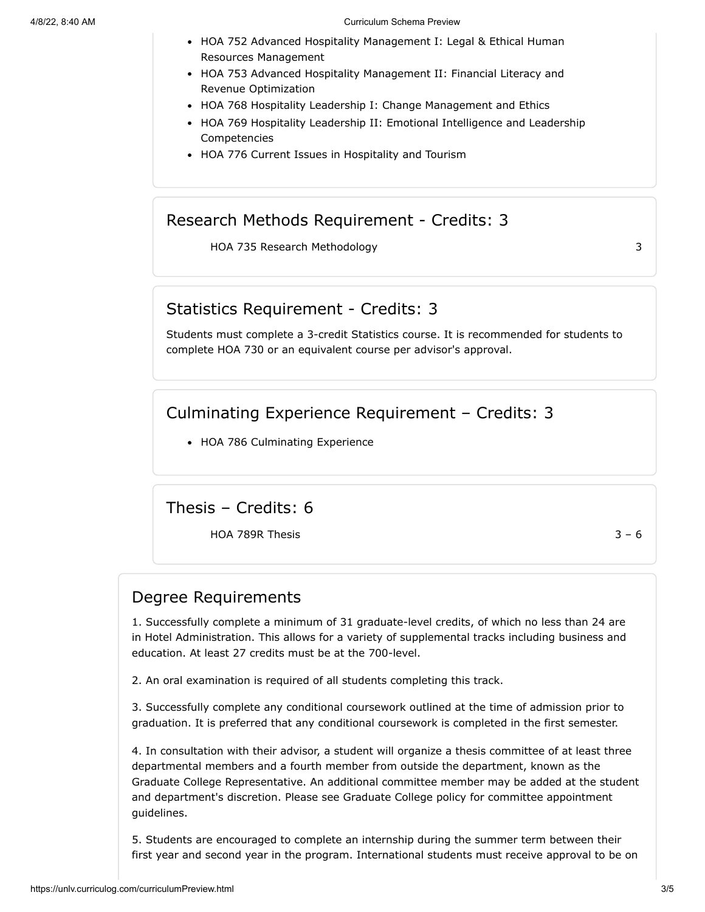- HOA 752 Advanced Hospitality Management I: Legal & Ethical Human Resources Management
- HOA 753 Advanced Hospitality Management II: Financial Literacy and Revenue Optimization
- HOA 768 Hospitality Leadership I: Change Management and Ethics
- HOA 769 Hospitality Leadership II: Emotional Intelligence and Leadership Competencies
- HOA 776 Current Issues in Hospitality and Tourism

## Research Methods Requirement - Credits: 3

| | |
|---|---|
| HOA 735 Research Methodology | 3 |

## Statistics Requirement - Credits: 3

Students must complete a 3-credit Statistics course. It is recommended for students to complete HOA 730 or an equivalent course per advisor's approval.

## Culminating Experience Requirement – Credits: 3

- HOA 786 Culminating Experience

## Thesis – Credits: 6

| | |
|---|---|
| HOA 789R Thesis | 3 – 6 |

## Degree Requirements

1. Successfully complete a minimum of 31 graduate-level credits, of which no less than 24 are in Hotel Administration. This allows for a variety of supplemental tracks including business and education. At least 27 credits must be at the 700-level.

2. An oral examination is required of all students completing this track.

3. Successfully complete any conditional coursework outlined at the time of admission prior to graduation. It is preferred that any conditional coursework is completed in the first semester.

4. In consultation with their advisor, a student will organize a thesis committee of at least three departmental members and a fourth member from outside the department, known as the Graduate College Representative. An additional committee member may be added at the student and department's discretion. Please see Graduate College policy for committee appointment guidelines.

5. Students are encouraged to complete an internship during the summer term between their first year and second year in the program. International students must receive approval to be on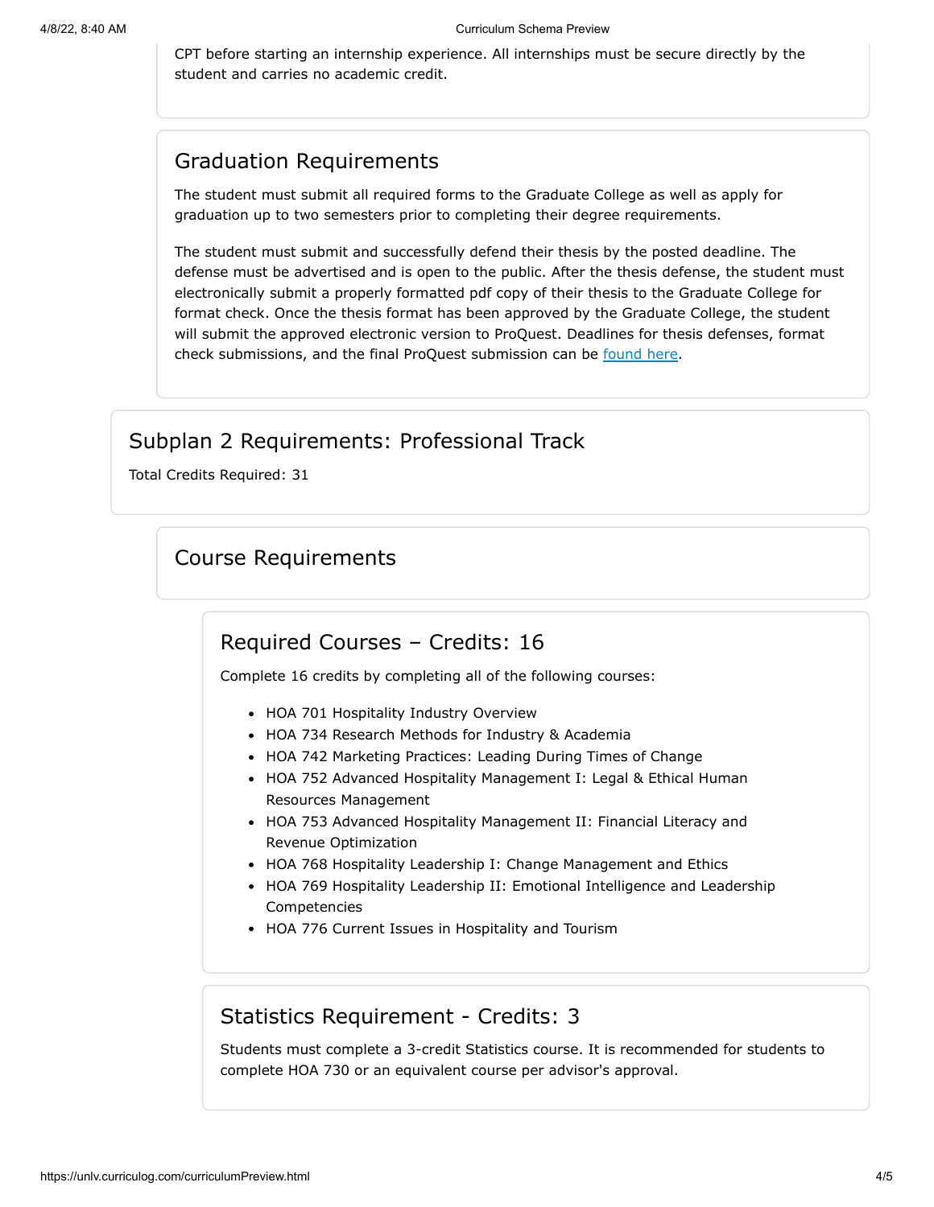CPT before starting an internship experience. All internships must be secure directly by the student and carries no academic credit.

### Graduation Requirements

The student must submit all required forms to the Graduate College as well as apply for graduation up to two semesters prior to completing their degree requirements.

The student must submit and successfully defend their thesis by the posted deadline. The defense must be advertised and is open to the public. After the thesis defense, the student must electronically submit a properly formatted pdf copy of their thesis to the Graduate College for format check. Once the thesis format has been approved by the Graduate College, the student will submit the approved electronic version to ProQuest. Deadlines for thesis defenses, format check submissions, and the final ProQuest submission can be found here.

## Subplan 2 Requirements: Professional Track

Total Credits Required: 31

### Course Requirements

#### Required Courses – Credits: 16

Complete 16 credits by completing all of the following courses:

- HOA 701 Hospitality Industry Overview
- HOA 734 Research Methods for Industry & Academia
- HOA 742 Marketing Practices: Leading During Times of Change
- HOA 752 Advanced Hospitality Management I: Legal & Ethical Human Resources Management
- HOA 753 Advanced Hospitality Management II: Financial Literacy and Revenue Optimization
- HOA 768 Hospitality Leadership I: Change Management and Ethics
- HOA 769 Hospitality Leadership II: Emotional Intelligence and Leadership Competencies
- HOA 776 Current Issues in Hospitality and Tourism

#### Statistics Requirement - Credits: 3

Students must complete a 3-credit Statistics course. It is recommended for students to complete HOA 730 or an equivalent course per advisor's approval.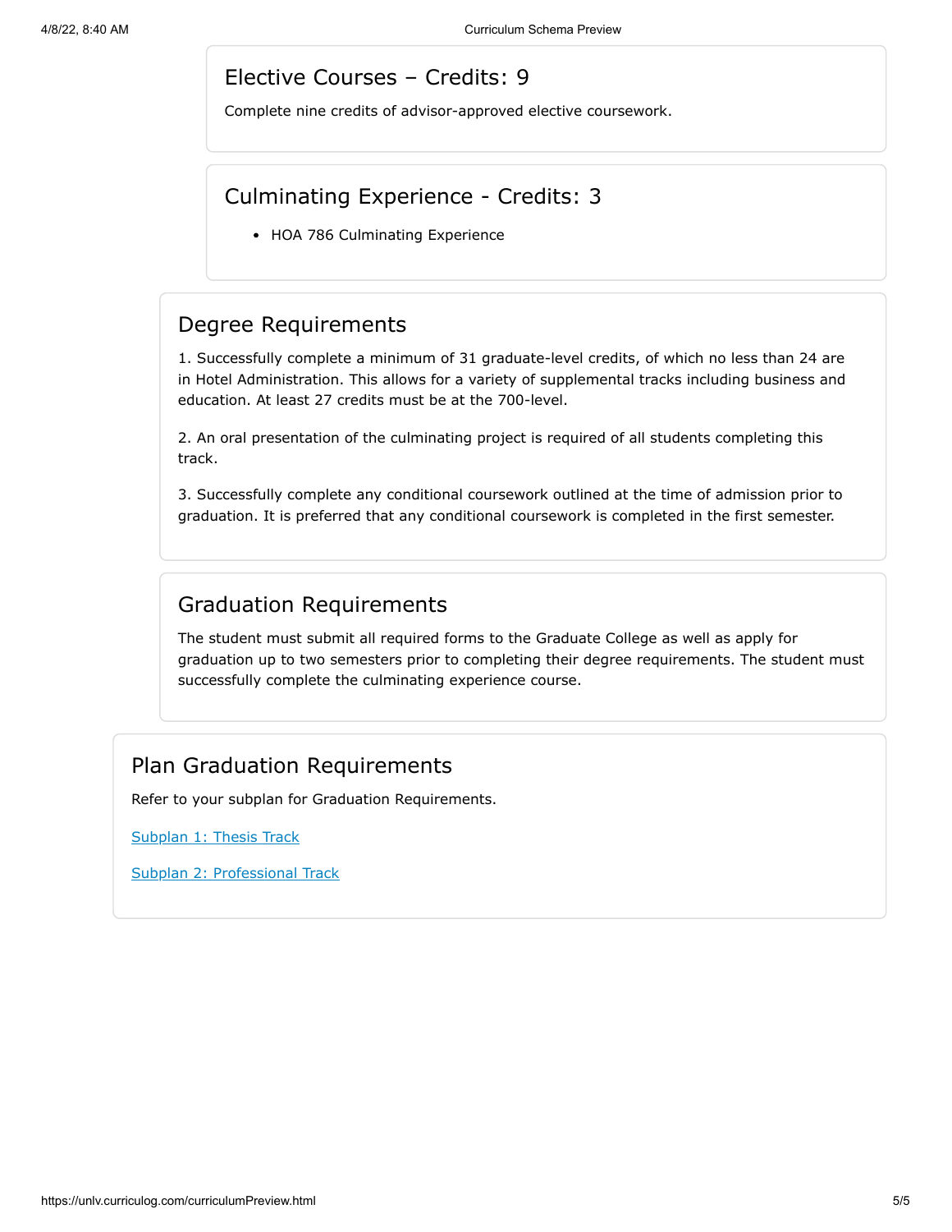## Elective Courses – Credits: 9

Complete nine credits of advisor-approved elective coursework.

## Culminating Experience - Credits: 3

- HOA 786 Culminating Experience

## Degree Requirements

1. Successfully complete a minimum of 31 graduate-level credits, of which no less than 24 are in Hotel Administration. This allows for a variety of supplemental tracks including business and education. At least 27 credits must be at the 700-level.

2. An oral presentation of the culminating project is required of all students completing this track.

3. Successfully complete any conditional coursework outlined at the time of admission prior to graduation. It is preferred that any conditional coursework is completed in the first semester.

## Graduation Requirements

The student must submit all required forms to the Graduate College as well as apply for graduation up to two semesters prior to completing their degree requirements. The student must successfully complete the culminating experience course.

## Plan Graduation Requirements

Refer to your subplan for Graduation Requirements.

Subplan 1: Thesis Track

Subplan 2: Professional Track